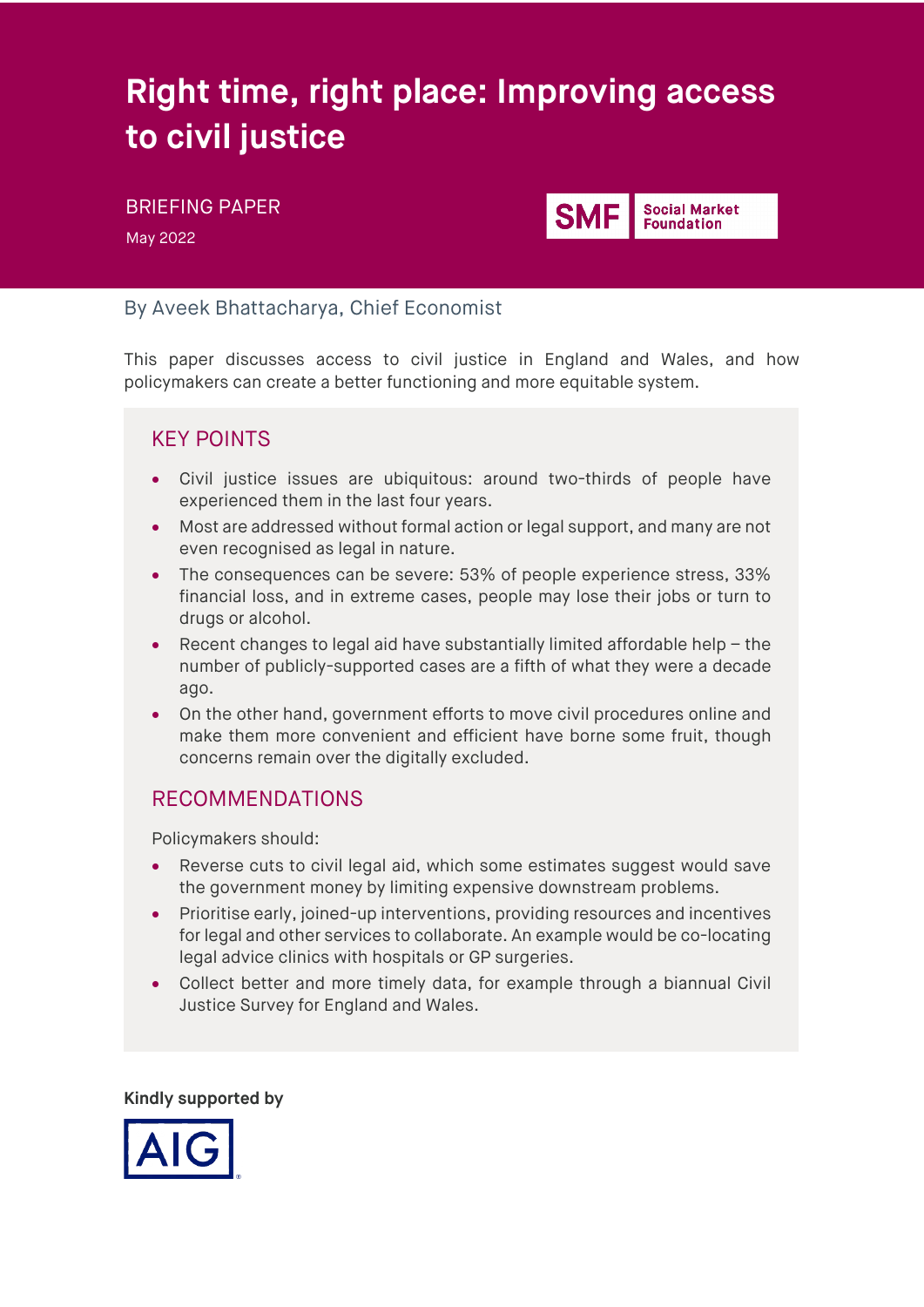# Right time, right place: Improving access to civil justice

BRIEFING PAPER

May 2022

SMF Social Market Foundation

By Aveek Bhattacharya, Chief Economist

This paper discusses access to civil justice in England and Wales, and how policymakers can create a better functioning and more equitable system.

## KEY POINTS

- Civil justice issues are ubiquitous: around two-thirds of people have experienced them in the last four years.
- Most are addressed without formal action or legal support, and many are not even recognised as legal in nature.
- The consequences can be severe: 53% of people experience stress, 33% financial loss, and in extreme cases, people may lose their jobs or turn to drugs or alcohol.
- Recent changes to legal aid have substantially limited affordable help – the number of publicly-supported cases are a fifth of what they were a decade ago.
- On the other hand, government efforts to move civil procedures online and make them more convenient and efficient have borne some fruit, though concerns remain over the digitally excluded.

## RECOMMENDATIONS

Policymakers should:

- Reverse cuts to civil legal aid, which some estimates suggest would save the government money by limiting expensive downstream problems.
- Prioritise early, joined-up interventions, providing resources and incentives for legal and other services to collaborate. An example would be co-locating legal advice clinics with hospitals or GP surgeries.
- Collect better and more timely data, for example through a biannual Civil Justice Survey for England and Wales.

**Kindly supported by**

AIG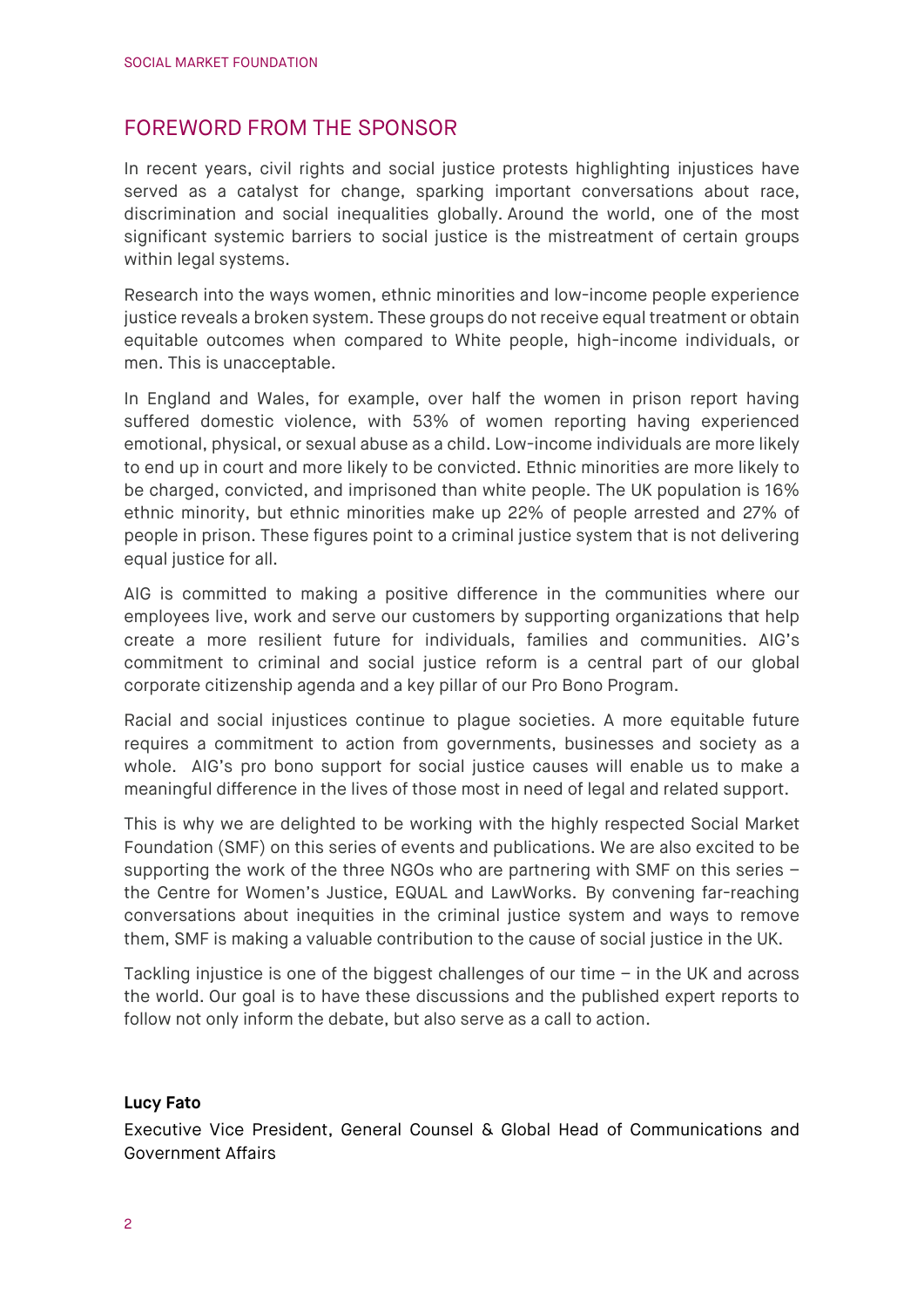## FOREWORD FROM THE SPONSOR

In recent years, civil rights and social justice protests highlighting injustices have served as a catalyst for change, sparking important conversations about race, discrimination and social inequalities globally. Around the world, one of the most significant systemic barriers to social justice is the mistreatment of certain groups within legal systems.

Research into the ways women, ethnic minorities and low-income people experience justice reveals a broken system. These groups do not receive equal treatment or obtain equitable outcomes when compared to White people, high-income individuals, or men. This is unacceptable.

In England and Wales, for example, over half the women in prison report having suffered domestic violence, with 53% of women reporting having experienced emotional, physical, or sexual abuse as a child. Low-income individuals are more likely to end up in court and more likely to be convicted. Ethnic minorities are more likely to be charged, convicted, and imprisoned than white people. The UK population is 16% ethnic minority, but ethnic minorities make up 22% of people arrested and 27% of people in prison. These figures point to a criminal justice system that is not delivering equal justice for all.

AIG is committed to making a positive difference in the communities where our employees live, work and serve our customers by supporting organizations that help create a more resilient future for individuals, families and communities. AIG's commitment to criminal and social justice reform is a central part of our global corporate citizenship agenda and a key pillar of our Pro Bono Program.

Racial and social injustices continue to plague societies. A more equitable future requires a commitment to action from governments, businesses and society as a whole. AIG's pro bono support for social justice causes will enable us to make a meaningful difference in the lives of those most in need of legal and related support.

This is why we are delighted to be working with the highly respected Social Market Foundation (SMF) on this series of events and publications. We are also excited to be supporting the work of the three NGOs who are partnering with SMF on this series – the Centre for Women's Justice, EQUAL and LawWorks. By convening far-reaching conversations about inequities in the criminal justice system and ways to remove them, SMF is making a valuable contribution to the cause of social justice in the UK.

Tackling injustice is one of the biggest challenges of our time – in the UK and across the world. Our goal is to have these discussions and the published expert reports to follow not only inform the debate, but also serve as a call to action.

**Lucy Fato**

Executive Vice President, General Counsel & Global Head of Communications and Government Affairs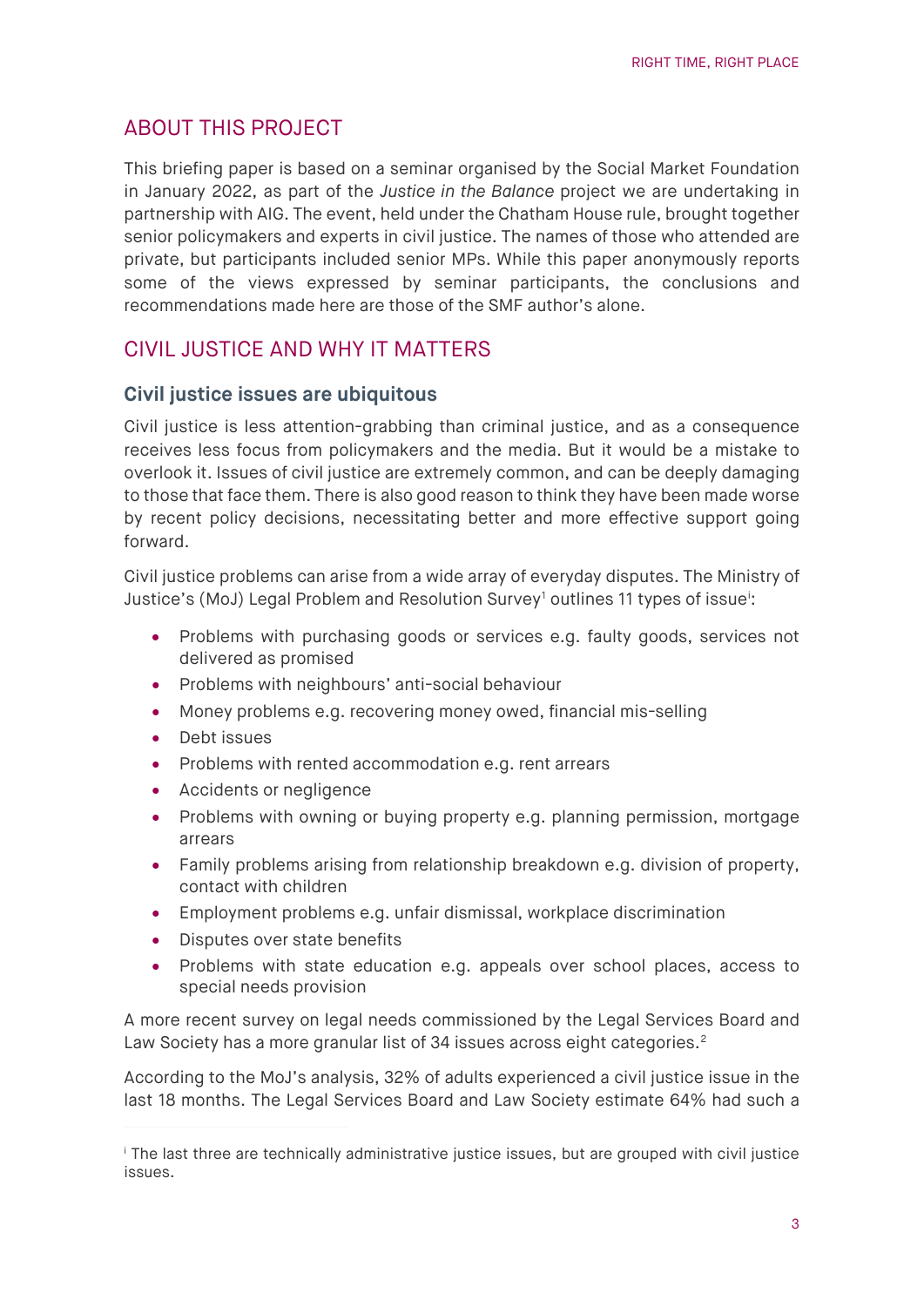## ABOUT THIS PROJECT

This briefing paper is based on a seminar organised by the Social Market Foundation in January 2022, as part of the *Justice in the Balance* project we are undertaking in partnership with AIG. The event, held under the Chatham House rule, brought together senior policymakers and experts in civil justice. The names of those who attended are private, but participants included senior MPs. While this paper anonymously reports some of the views expressed by seminar participants, the conclusions and recommendations made here are those of the SMF author's alone.

## CIVIL JUSTICE AND WHY IT MATTERS

### Civil justice issues are ubiquitous

Civil justice is less attention-grabbing than criminal justice, and as a consequence receives less focus from policymakers and the media. But it would be a mistake to overlook it. Issues of civil justice are extremely common, and can be deeply damaging to those that face them. There is also good reason to think they have been made worse by recent policy decisions, necessitating better and more effective support going forward.

Civil justice problems can arise from a wide array of everyday disputes. The Ministry of Justice's (MoJ) Legal Problem and Resolution Survey[1] outlines 11 types of issue[i]:

- Problems with purchasing goods or services e.g. faulty goods, services not delivered as promised
- Problems with neighbours' anti-social behaviour
- Money problems e.g. recovering money owed, financial mis-selling
- Debt issues
- Problems with rented accommodation e.g. rent arrears
- Accidents or negligence
- Problems with owning or buying property e.g. planning permission, mortgage arrears
- Family problems arising from relationship breakdown e.g. division of property, contact with children
- Employment problems e.g. unfair dismissal, workplace discrimination
- Disputes over state benefits
- Problems with state education e.g. appeals over school places, access to special needs provision

A more recent survey on legal needs commissioned by the Legal Services Board and Law Society has a more granular list of 34 issues across eight categories.[2]

According to the MoJ's analysis, 32% of adults experienced a civil justice issue in the last 18 months. The Legal Services Board and Law Society estimate 64% had such a

[i] The last three are technically administrative justice issues, but are grouped with civil justice issues.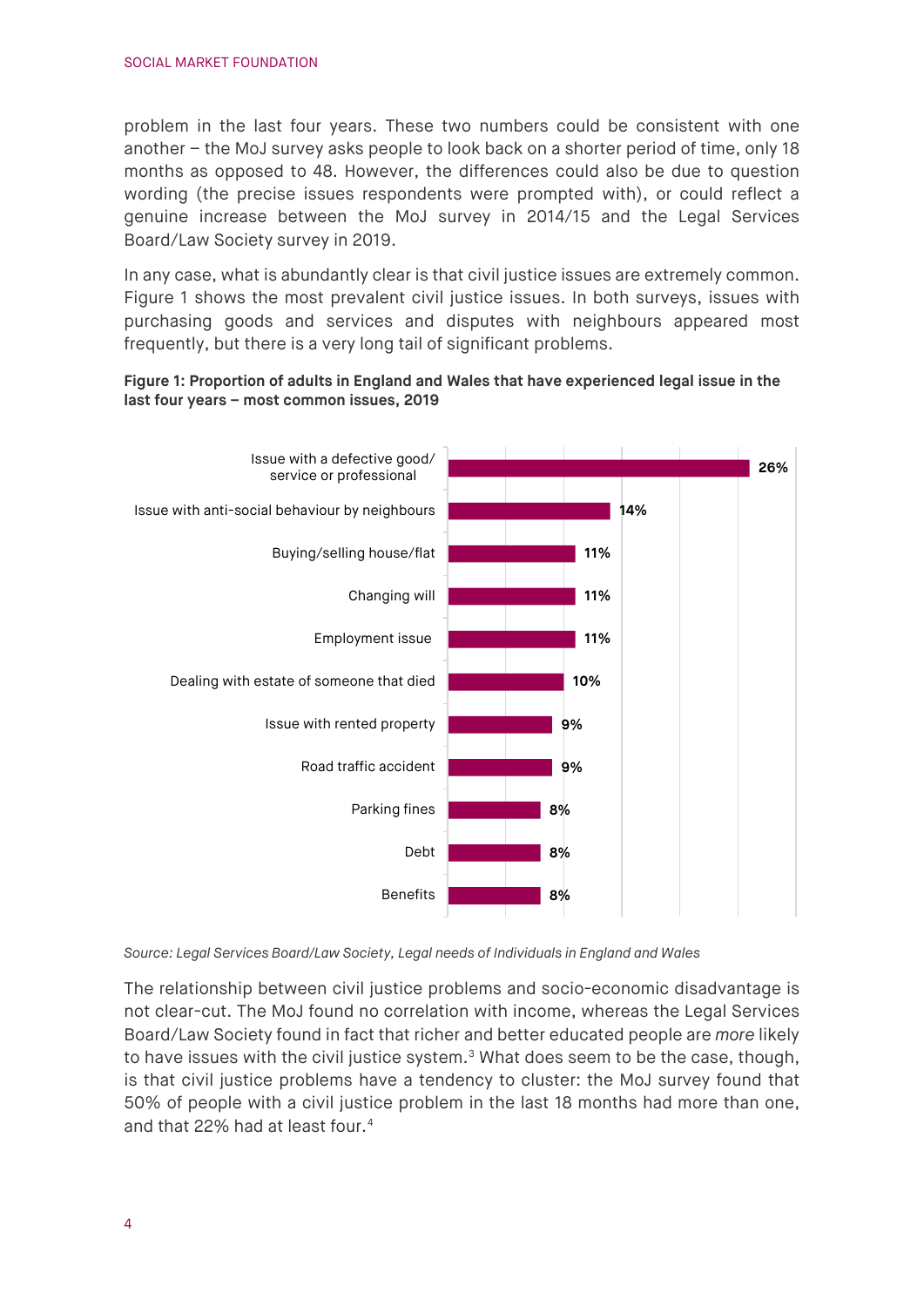problem in the last four years. These two numbers could be consistent with one another – the MoJ survey asks people to look back on a shorter period of time, only 18 months as opposed to 48. However, the differences could also be due to question wording (the precise issues respondents were prompted with), or could reflect a genuine increase between the MoJ survey in 2014/15 and the Legal Services Board/Law Society survey in 2019.

In any case, what is abundantly clear is that civil justice issues are extremely common. Figure 1 shows the most prevalent civil justice issues. In both surveys, issues with purchasing goods and services and disputes with neighbours appeared most frequently, but there is a very long tail of significant problems.

**Figure 1: Proportion of adults in England and Wales that have experienced legal issue in the last four years – most common issues, 2019**

| Issue | Proportion |
|---|---|
| Issue with a defective good/ service or professional | 26% |
| Issue with anti-social behaviour by neighbours | 14% |
| Buying/selling house/flat | 11% |
| Changing will | 11% |
| Employment issue | 11% |
| Dealing with estate of someone that died | 10% |
| Issue with rented property | 9% |
| Road traffic accident | 9% |
| Parking fines | 8% |
| Debt | 8% |
| Benefits | 8% |

*Source: Legal Services Board/Law Society, Legal needs of Individuals in England and Wales*

The relationship between civil justice problems and socio-economic disadvantage is not clear-cut. The MoJ found no correlation with income, whereas the Legal Services Board/Law Society found in fact that richer and better educated people are *more* likely to have issues with the civil justice system.[3] What does seem to be the case, though, is that civil justice problems have a tendency to cluster: the MoJ survey found that 50% of people with a civil justice problem in the last 18 months had more than one, and that 22% had at least four.[4]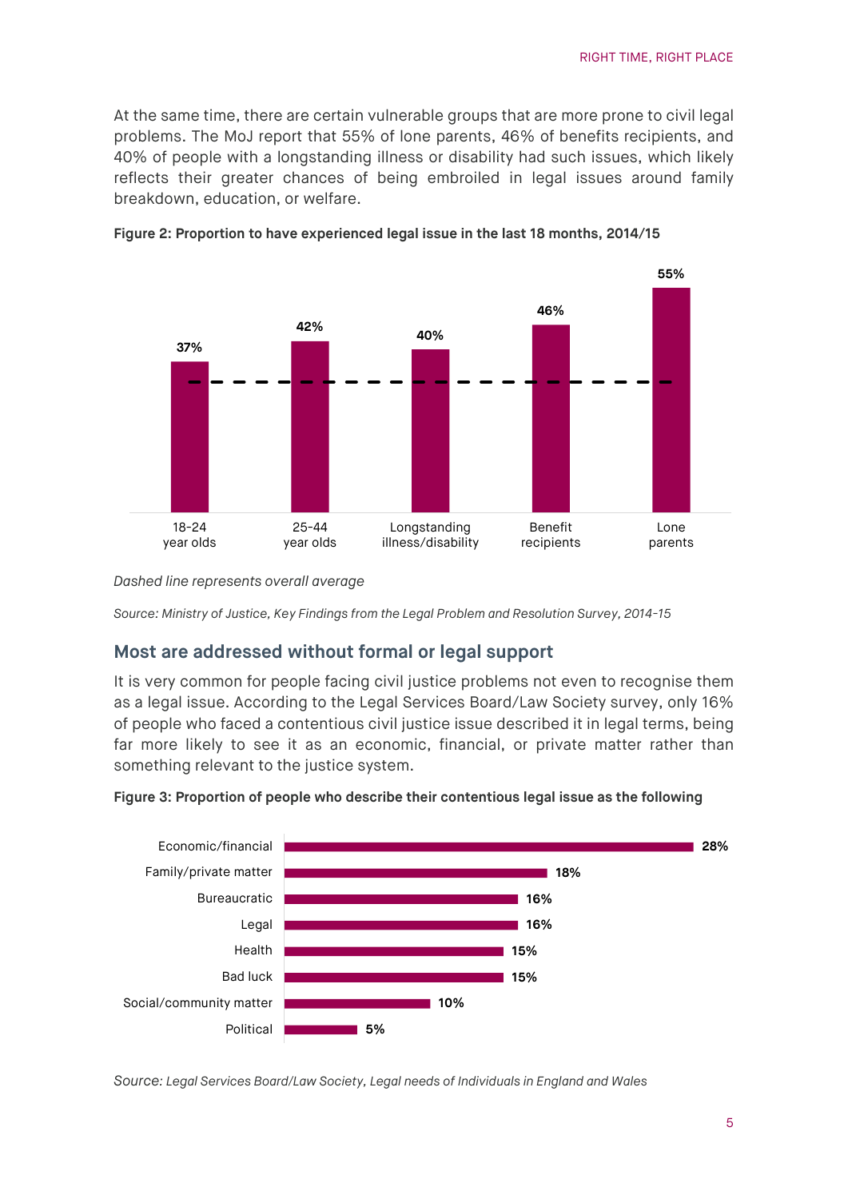At the same time, there are certain vulnerable groups that are more prone to civil legal problems. The MoJ report that 55% of lone parents, 46% of benefits recipients, and 40% of people with a longstanding illness or disability had such issues, which likely reflects their greater chances of being embroiled in legal issues around family breakdown, education, or welfare.

**Figure 2: Proportion to have experienced legal issue in the last 18 months, 2014/15**

| Group | Proportion |
|---|---|
| 18-24 year olds | 37% |
| 25-44 year olds | 42% |
| Longstanding illness/disability | 40% |
| Benefit recipients | 46% |
| Lone parents | 55% |

*Dashed line represents overall average*

*Source: Ministry of Justice, Key Findings from the Legal Problem and Resolution Survey, 2014-15*

## Most are addressed without formal or legal support

It is very common for people facing civil justice problems not even to recognise them as a legal issue. According to the Legal Services Board/Law Society survey, only 16% of people who faced a contentious civil justice issue described it in legal terms, being far more likely to see it as an economic, financial, or private matter rather than something relevant to the justice system.

**Figure 3: Proportion of people who describe their contentious legal issue as the following**

| Description | Proportion |
|---|---|
| Economic/financial | 28% |
| Family/private matter | 18% |
| Bureaucratic | 16% |
| Legal | 16% |
| Health | 15% |
| Bad luck | 15% |
| Social/community matter | 10% |
| Political | 5% |

Source: *Legal Services Board/Law Society, Legal needs of Individuals in England and Wales*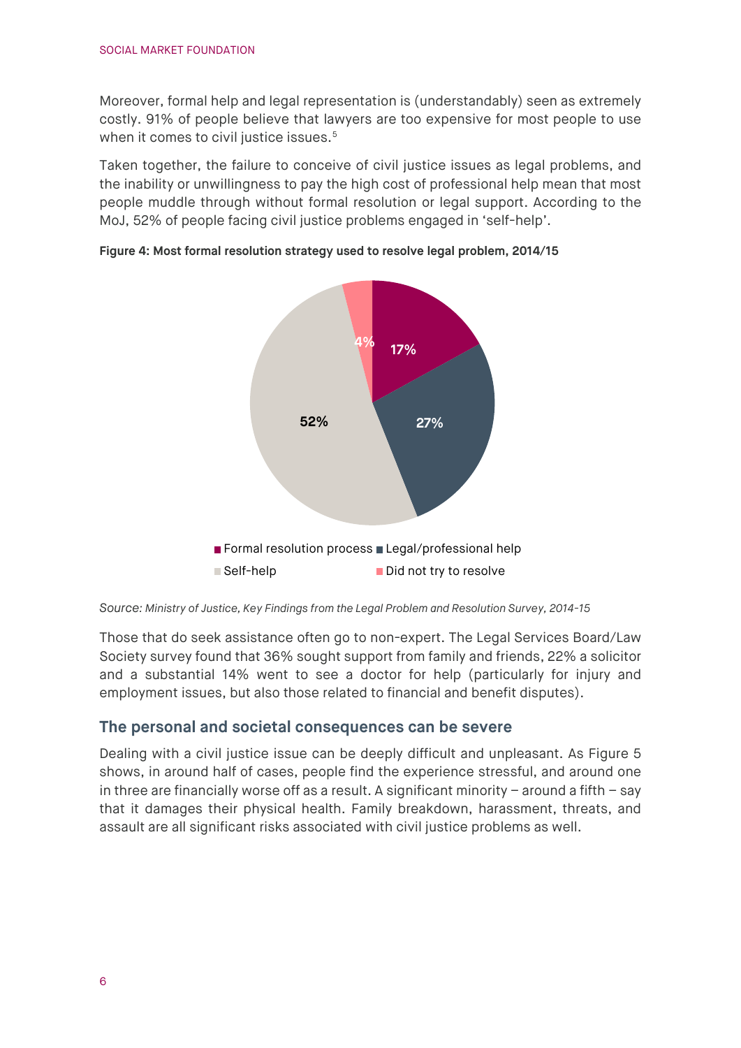Moreover, formal help and legal representation is (understandably) seen as extremely costly. 91% of people believe that lawyers are too expensive for most people to use when it comes to civil justice issues.[5]

Taken together, the failure to conceive of civil justice issues as legal problems, and the inability or unwillingness to pay the high cost of professional help mean that most people muddle through without formal resolution or legal support. According to the MoJ, 52% of people facing civil justice problems engaged in 'self-help'.

**Figure 4: Most formal resolution strategy used to resolve legal problem, 2014/15**

| Strategy | Share |
|---|---|
| Formal resolution process | 17% |
| Legal/professional help | 27% |
| Self-help | 52% |
| Did not try to resolve | 4% |

*Source: Ministry of Justice, Key Findings from the Legal Problem and Resolution Survey, 2014-15*

Those that do seek assistance often go to non-expert. The Legal Services Board/Law Society survey found that 36% sought support from family and friends, 22% a solicitor and a substantial 14% went to see a doctor for help (particularly for injury and employment issues, but also those related to financial and benefit disputes).

## The personal and societal consequences can be severe

Dealing with a civil justice issue can be deeply difficult and unpleasant. As Figure 5 shows, in around half of cases, people find the experience stressful, and around one in three are financially worse off as a result. A significant minority – around a fifth – say that it damages their physical health. Family breakdown, harassment, threats, and assault are all significant risks associated with civil justice problems as well.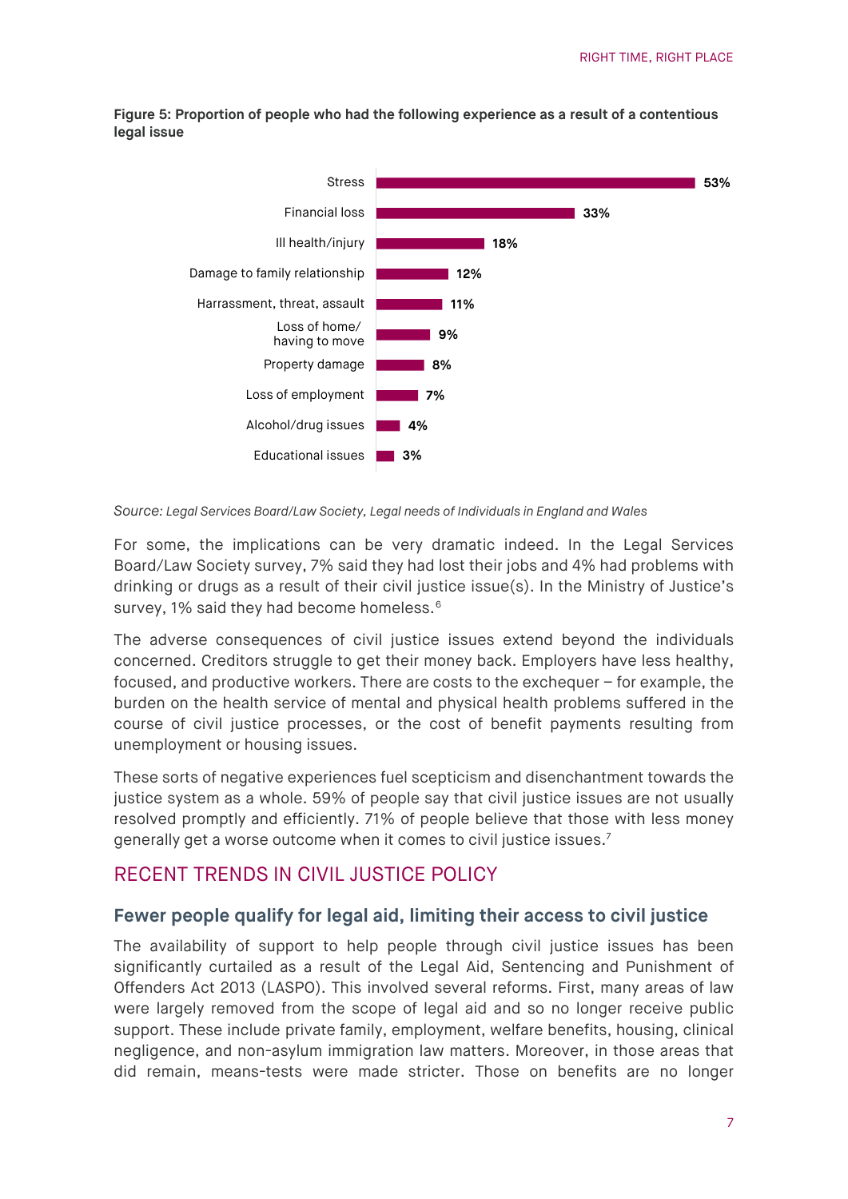**Figure 5: Proportion of people who had the following experience as a result of a contentious legal issue**

| Experience | Proportion |
|---|---|
| Stress | 53% |
| Financial loss | 33% |
| Ill health/injury | 18% |
| Damage to family relationship | 12% |
| Harrassment, threat, assault | 11% |
| Loss of home/ having to move | 9% |
| Property damage | 8% |
| Loss of employment | 7% |
| Alcohol/drug issues | 4% |
| Educational issues | 3% |

Source: *Legal Services Board/Law Society, Legal needs of Individuals in England and Wales*

For some, the implications can be very dramatic indeed. In the Legal Services Board/Law Society survey, 7% said they had lost their jobs and 4% had problems with drinking or drugs as a result of their civil justice issue(s). In the Ministry of Justice's survey, 1% said they had become homeless.[6]

The adverse consequences of civil justice issues extend beyond the individuals concerned. Creditors struggle to get their money back. Employers have less healthy, focused, and productive workers. There are costs to the exchequer – for example, the burden on the health service of mental and physical health problems suffered in the course of civil justice processes, or the cost of benefit payments resulting from unemployment or housing issues.

These sorts of negative experiences fuel scepticism and disenchantment towards the justice system as a whole. 59% of people say that civil justice issues are not usually resolved promptly and efficiently. 71% of people believe that those with less money generally get a worse outcome when it comes to civil justice issues.[7]

## RECENT TRENDS IN CIVIL JUSTICE POLICY

### Fewer people qualify for legal aid, limiting their access to civil justice

The availability of support to help people through civil justice issues has been significantly curtailed as a result of the Legal Aid, Sentencing and Punishment of Offenders Act 2013 (LASPO). This involved several reforms. First, many areas of law were largely removed from the scope of legal aid and so no longer receive public support. These include private family, employment, welfare benefits, housing, clinical negligence, and non-asylum immigration law matters. Moreover, in those areas that did remain, means-tests were made stricter. Those on benefits are no longer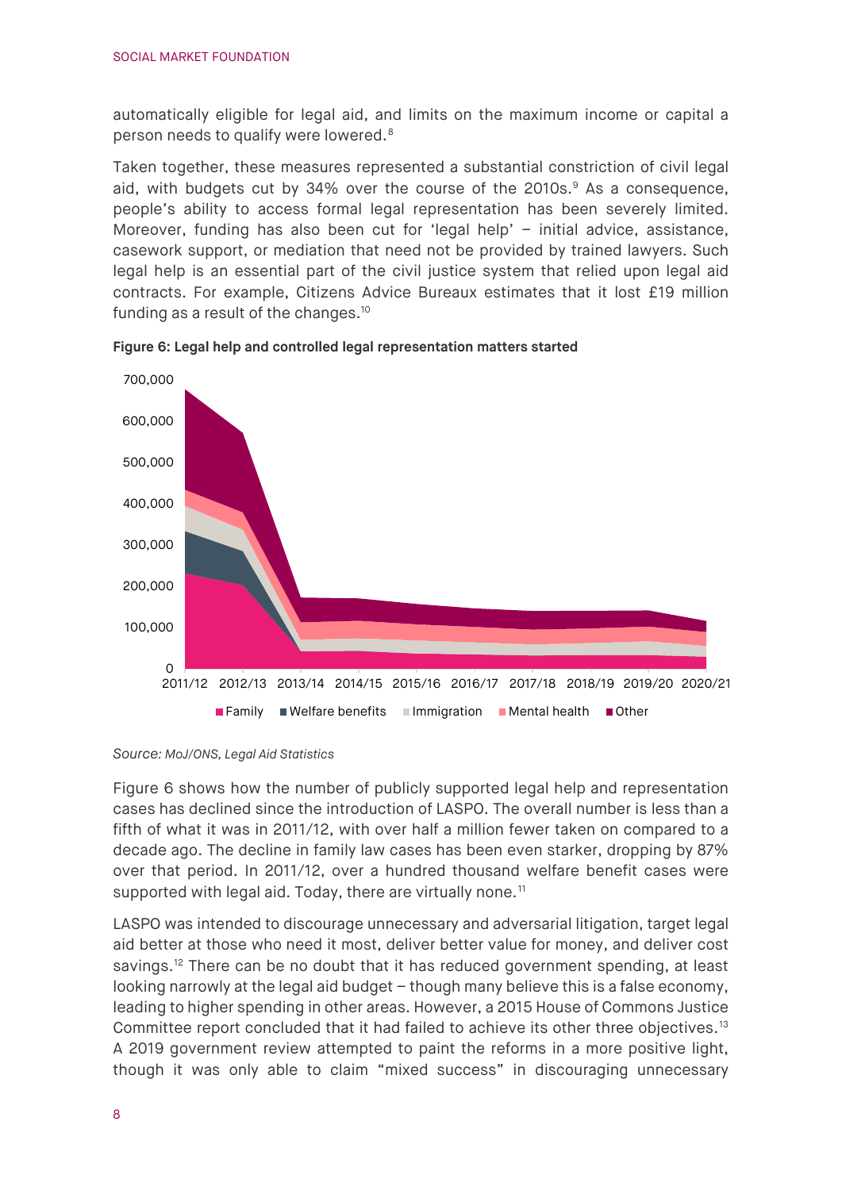automatically eligible for legal aid, and limits on the maximum income or capital a person needs to qualify were lowered.[8]

Taken together, these measures represented a substantial constriction of civil legal aid, with budgets cut by 34% over the course of the 2010s.[9] As a consequence, people's ability to access formal legal representation has been severely limited. Moreover, funding has also been cut for 'legal help' – initial advice, assistance, casework support, or mediation that need not be provided by trained lawyers. Such legal help is an essential part of the civil justice system that relied upon legal aid contracts. For example, Citizens Advice Bureaux estimates that it lost £19 million funding as a result of the changes.[10]

**Figure 6: Legal help and controlled legal representation matters started**

*Source: MoJ/ONS, Legal Aid Statistics*

Figure 6 shows how the number of publicly supported legal help and representation cases has declined since the introduction of LASPO. The overall number is less than a fifth of what it was in 2011/12, with over half a million fewer taken on compared to a decade ago. The decline in family law cases has been even starker, dropping by 87% over that period. In 2011/12, over a hundred thousand welfare benefit cases were supported with legal aid. Today, there are virtually none.[11]

LASPO was intended to discourage unnecessary and adversarial litigation, target legal aid better at those who need it most, deliver better value for money, and deliver cost savings.[12] There can be no doubt that it has reduced government spending, at least looking narrowly at the legal aid budget – though many believe this is a false economy, leading to higher spending in other areas. However, a 2015 House of Commons Justice Committee report concluded that it had failed to achieve its other three objectives.[13] A 2019 government review attempted to paint the reforms in a more positive light, though it was only able to claim "mixed success" in discouraging unnecessary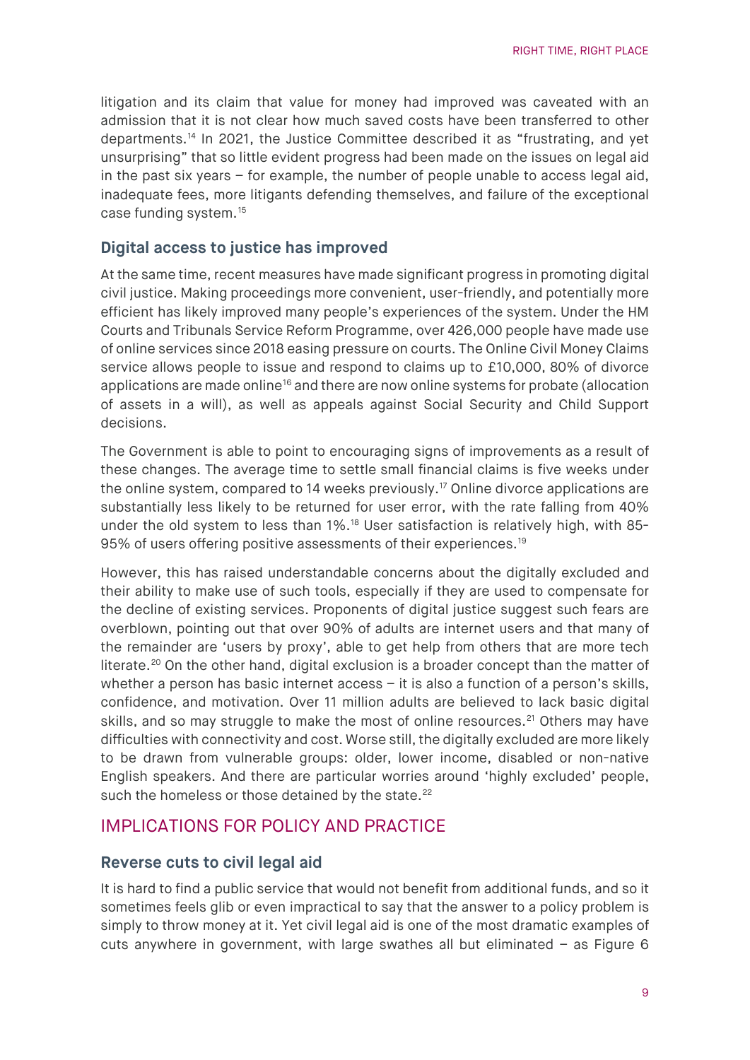litigation and its claim that value for money had improved was caveated with an admission that it is not clear how much saved costs have been transferred to other departments.[14] In 2021, the Justice Committee described it as "frustrating, and yet unsurprising" that so little evident progress had been made on the issues on legal aid in the past six years – for example, the number of people unable to access legal aid, inadequate fees, more litigants defending themselves, and failure of the exceptional case funding system.[15]

### Digital access to justice has improved

At the same time, recent measures have made significant progress in promoting digital civil justice. Making proceedings more convenient, user-friendly, and potentially more efficient has likely improved many people's experiences of the system. Under the HM Courts and Tribunals Service Reform Programme, over 426,000 people have made use of online services since 2018 easing pressure on courts. The Online Civil Money Claims service allows people to issue and respond to claims up to £10,000, 80% of divorce applications are made online[16] and there are now online systems for probate (allocation of assets in a will), as well as appeals against Social Security and Child Support decisions.

The Government is able to point to encouraging signs of improvements as a result of these changes. The average time to settle small financial claims is five weeks under the online system, compared to 14 weeks previously.[17] Online divorce applications are substantially less likely to be returned for user error, with the rate falling from 40% under the old system to less than 1%.[18] User satisfaction is relatively high, with 85-95% of users offering positive assessments of their experiences.[19]

However, this has raised understandable concerns about the digitally excluded and their ability to make use of such tools, especially if they are used to compensate for the decline of existing services. Proponents of digital justice suggest such fears are overblown, pointing out that over 90% of adults are internet users and that many of the remainder are 'users by proxy', able to get help from others that are more tech literate.[20] On the other hand, digital exclusion is a broader concept than the matter of whether a person has basic internet access – it is also a function of a person's skills, confidence, and motivation. Over 11 million adults are believed to lack basic digital skills, and so may struggle to make the most of online resources.[21] Others may have difficulties with connectivity and cost. Worse still, the digitally excluded are more likely to be drawn from vulnerable groups: older, lower income, disabled or non-native English speakers. And there are particular worries around 'highly excluded' people, such the homeless or those detained by the state.[22]

## IMPLICATIONS FOR POLICY AND PRACTICE

### Reverse cuts to civil legal aid

It is hard to find a public service that would not benefit from additional funds, and so it sometimes feels glib or even impractical to say that the answer to a policy problem is simply to throw money at it. Yet civil legal aid is one of the most dramatic examples of cuts anywhere in government, with large swathes all but eliminated – as Figure 6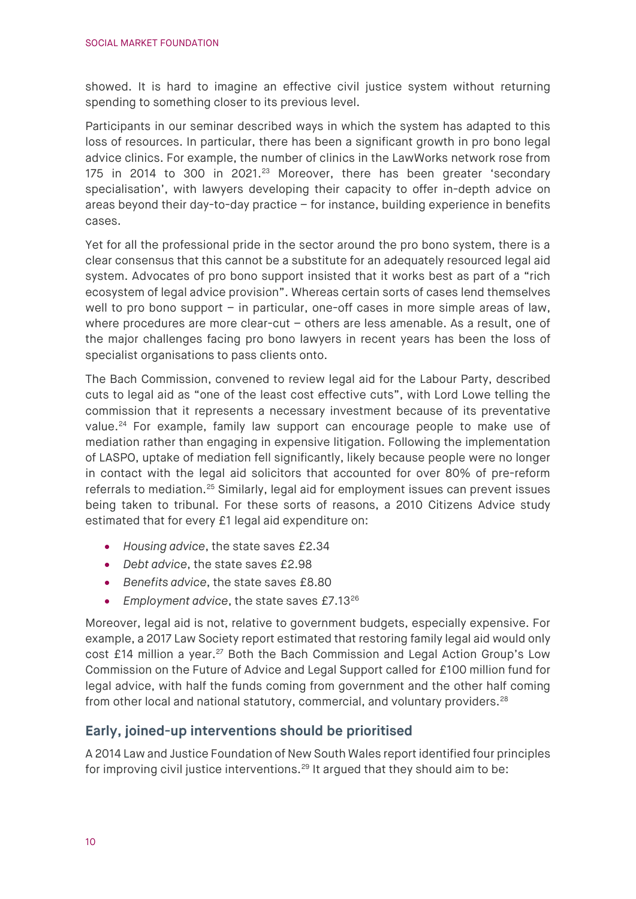showed. It is hard to imagine an effective civil justice system without returning spending to something closer to its previous level.

Participants in our seminar described ways in which the system has adapted to this loss of resources. In particular, there has been a significant growth in pro bono legal advice clinics. For example, the number of clinics in the LawWorks network rose from 175 in 2014 to 300 in 2021.[23] Moreover, there has been greater 'secondary specialisation', with lawyers developing their capacity to offer in-depth advice on areas beyond their day-to-day practice – for instance, building experience in benefits cases.

Yet for all the professional pride in the sector around the pro bono system, there is a clear consensus that this cannot be a substitute for an adequately resourced legal aid system. Advocates of pro bono support insisted that it works best as part of a "rich ecosystem of legal advice provision". Whereas certain sorts of cases lend themselves well to pro bono support – in particular, one-off cases in more simple areas of law, where procedures are more clear-cut – others are less amenable. As a result, one of the major challenges facing pro bono lawyers in recent years has been the loss of specialist organisations to pass clients onto.

The Bach Commission, convened to review legal aid for the Labour Party, described cuts to legal aid as "one of the least cost effective cuts", with Lord Lowe telling the commission that it represents a necessary investment because of its preventative value.[24] For example, family law support can encourage people to make use of mediation rather than engaging in expensive litigation. Following the implementation of LASPO, uptake of mediation fell significantly, likely because people were no longer in contact with the legal aid solicitors that accounted for over 80% of pre-reform referrals to mediation.[25] Similarly, legal aid for employment issues can prevent issues being taken to tribunal. For these sorts of reasons, a 2010 Citizens Advice study estimated that for every £1 legal aid expenditure on:

- *Housing advice*, the state saves £2.34
- *Debt advice*, the state saves £2.98
- *Benefits advice*, the state saves £8.80
- *Employment advice*, the state saves £7.13[26]

Moreover, legal aid is not, relative to government budgets, especially expensive. For example, a 2017 Law Society report estimated that restoring family legal aid would only cost £14 million a year.[27] Both the Bach Commission and Legal Action Group's Low Commission on the Future of Advice and Legal Support called for £100 million fund for legal advice, with half the funds coming from government and the other half coming from other local and national statutory, commercial, and voluntary providers.[28]

## Early, joined-up interventions should be prioritised

A 2014 Law and Justice Foundation of New South Wales report identified four principles for improving civil justice interventions.[29] It argued that they should aim to be: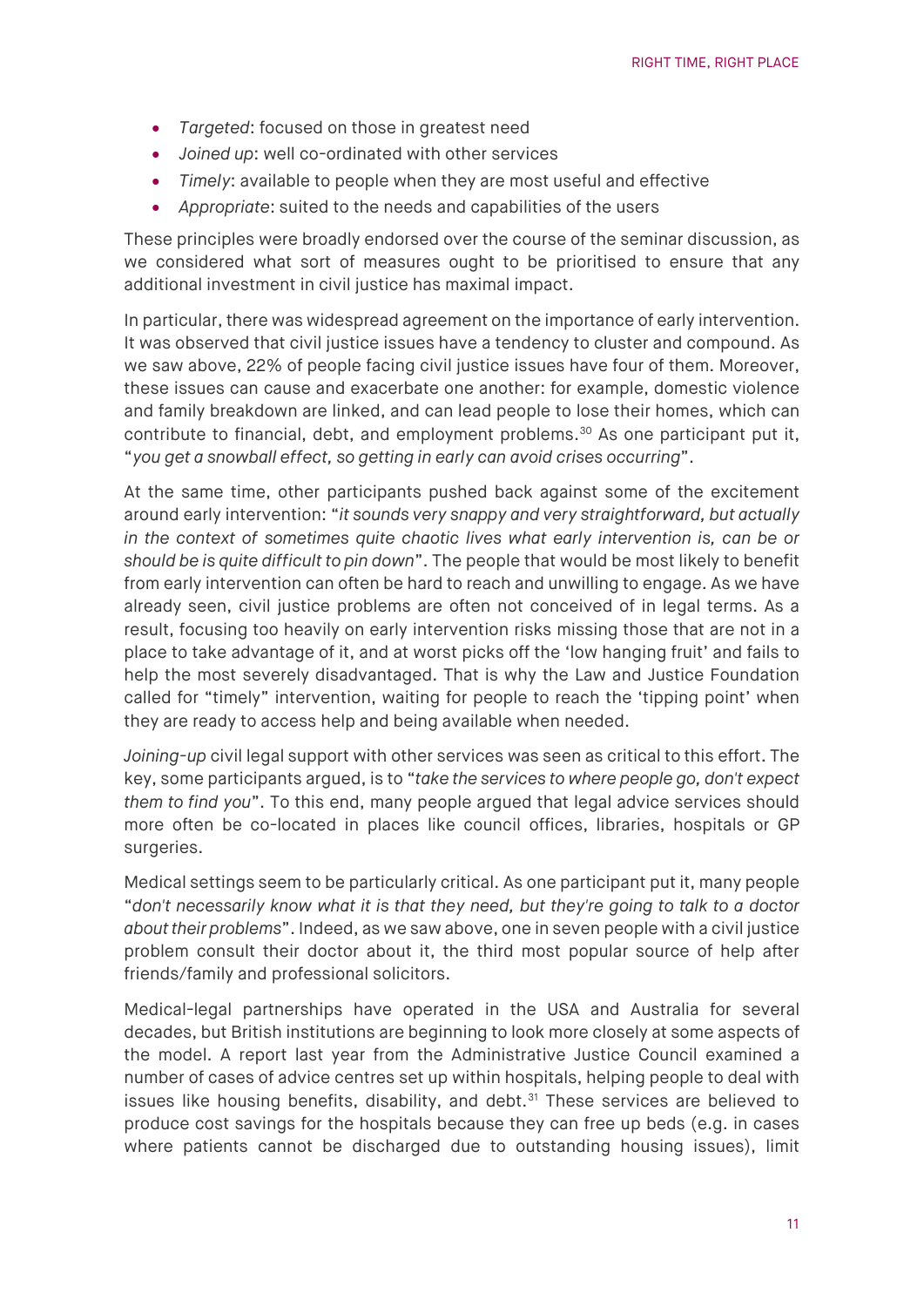- *Targeted*: focused on those in greatest need
- *Joined up*: well co-ordinated with other services
- *Timely*: available to people when they are most useful and effective
- *Appropriate*: suited to the needs and capabilities of the users

These principles were broadly endorsed over the course of the seminar discussion, as we considered what sort of measures ought to be prioritised to ensure that any additional investment in civil justice has maximal impact.

In particular, there was widespread agreement on the importance of early intervention. It was observed that civil justice issues have a tendency to cluster and compound. As we saw above, 22% of people facing civil justice issues have four of them. Moreover, these issues can cause and exacerbate one another: for example, domestic violence and family breakdown are linked, and can lead people to lose their homes, which can contribute to financial, debt, and employment problems.[30] As one participant put it, "*you get a snowball effect, so getting in early can avoid crises occurring*".

At the same time, other participants pushed back against some of the excitement around early intervention: "*it sounds very snappy and very straightforward, but actually in the context of sometimes quite chaotic lives what early intervention is, can be or should be is quite difficult to pin down*". The people that would be most likely to benefit from early intervention can often be hard to reach and unwilling to engage. As we have already seen, civil justice problems are often not conceived of in legal terms. As a result, focusing too heavily on early intervention risks missing those that are not in a place to take advantage of it, and at worst picks off the 'low hanging fruit' and fails to help the most severely disadvantaged. That is why the Law and Justice Foundation called for "timely" intervention, waiting for people to reach the 'tipping point' when they are ready to access help and being available when needed.

*Joining-up* civil legal support with other services was seen as critical to this effort. The key, some participants argued, is to "*take the services to where people go, don't expect them to find you*". To this end, many people argued that legal advice services should more often be co-located in places like council offices, libraries, hospitals or GP surgeries.

Medical settings seem to be particularly critical. As one participant put it, many people "*don't necessarily know what it is that they need, but they're going to talk to a doctor about their problems*". Indeed, as we saw above, one in seven people with a civil justice problem consult their doctor about it, the third most popular source of help after friends/family and professional solicitors.

Medical-legal partnerships have operated in the USA and Australia for several decades, but British institutions are beginning to look more closely at some aspects of the model. A report last year from the Administrative Justice Council examined a number of cases of advice centres set up within hospitals, helping people to deal with issues like housing benefits, disability, and debt.[31] These services are believed to produce cost savings for the hospitals because they can free up beds (e.g. in cases where patients cannot be discharged due to outstanding housing issues), limit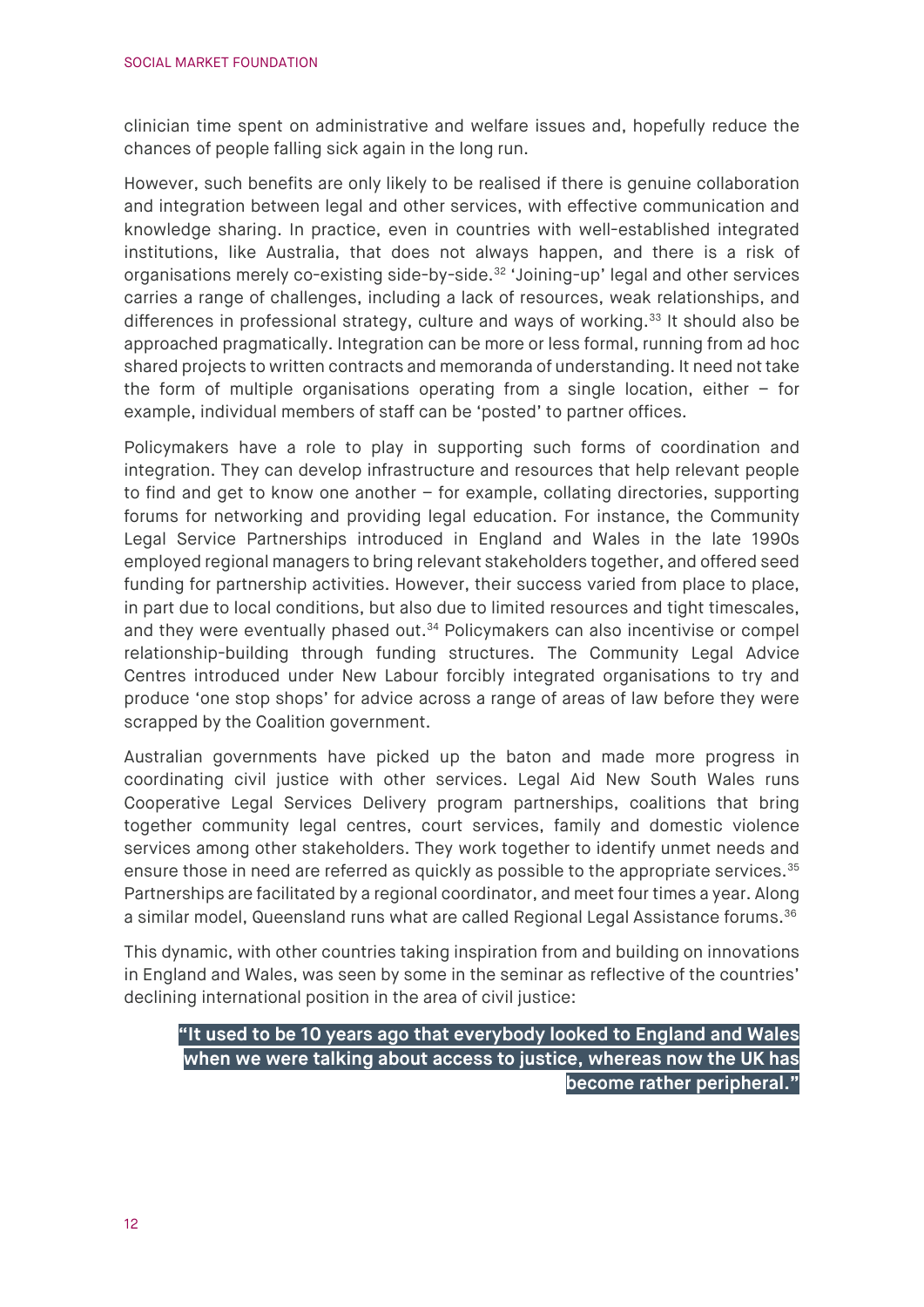clinician time spent on administrative and welfare issues and, hopefully reduce the chances of people falling sick again in the long run.

However, such benefits are only likely to be realised if there is genuine collaboration and integration between legal and other services, with effective communication and knowledge sharing. In practice, even in countries with well-established integrated institutions, like Australia, that does not always happen, and there is a risk of organisations merely co-existing side-by-side.[32] 'Joining-up' legal and other services carries a range of challenges, including a lack of resources, weak relationships, and differences in professional strategy, culture and ways of working.[33] It should also be approached pragmatically. Integration can be more or less formal, running from ad hoc shared projects to written contracts and memoranda of understanding. It need not take the form of multiple organisations operating from a single location, either – for example, individual members of staff can be 'posted' to partner offices.

Policymakers have a role to play in supporting such forms of coordination and integration. They can develop infrastructure and resources that help relevant people to find and get to know one another – for example, collating directories, supporting forums for networking and providing legal education. For instance, the Community Legal Service Partnerships introduced in England and Wales in the late 1990s employed regional managers to bring relevant stakeholders together, and offered seed funding for partnership activities. However, their success varied from place to place, in part due to local conditions, but also due to limited resources and tight timescales, and they were eventually phased out.[34] Policymakers can also incentivise or compel relationship-building through funding structures. The Community Legal Advice Centres introduced under New Labour forcibly integrated organisations to try and produce 'one stop shops' for advice across a range of areas of law before they were scrapped by the Coalition government.

Australian governments have picked up the baton and made more progress in coordinating civil justice with other services. Legal Aid New South Wales runs Cooperative Legal Services Delivery program partnerships, coalitions that bring together community legal centres, court services, family and domestic violence services among other stakeholders. They work together to identify unmet needs and ensure those in need are referred as quickly as possible to the appropriate services.[35] Partnerships are facilitated by a regional coordinator, and meet four times a year. Along a similar model, Queensland runs what are called Regional Legal Assistance forums.[36]

This dynamic, with other countries taking inspiration from and building on innovations in England and Wales, was seen by some in the seminar as reflective of the countries' declining international position in the area of civil justice:

> **"It used to be 10 years ago that everybody looked to England and Wales when we were talking about access to justice, whereas now the UK has become rather peripheral."**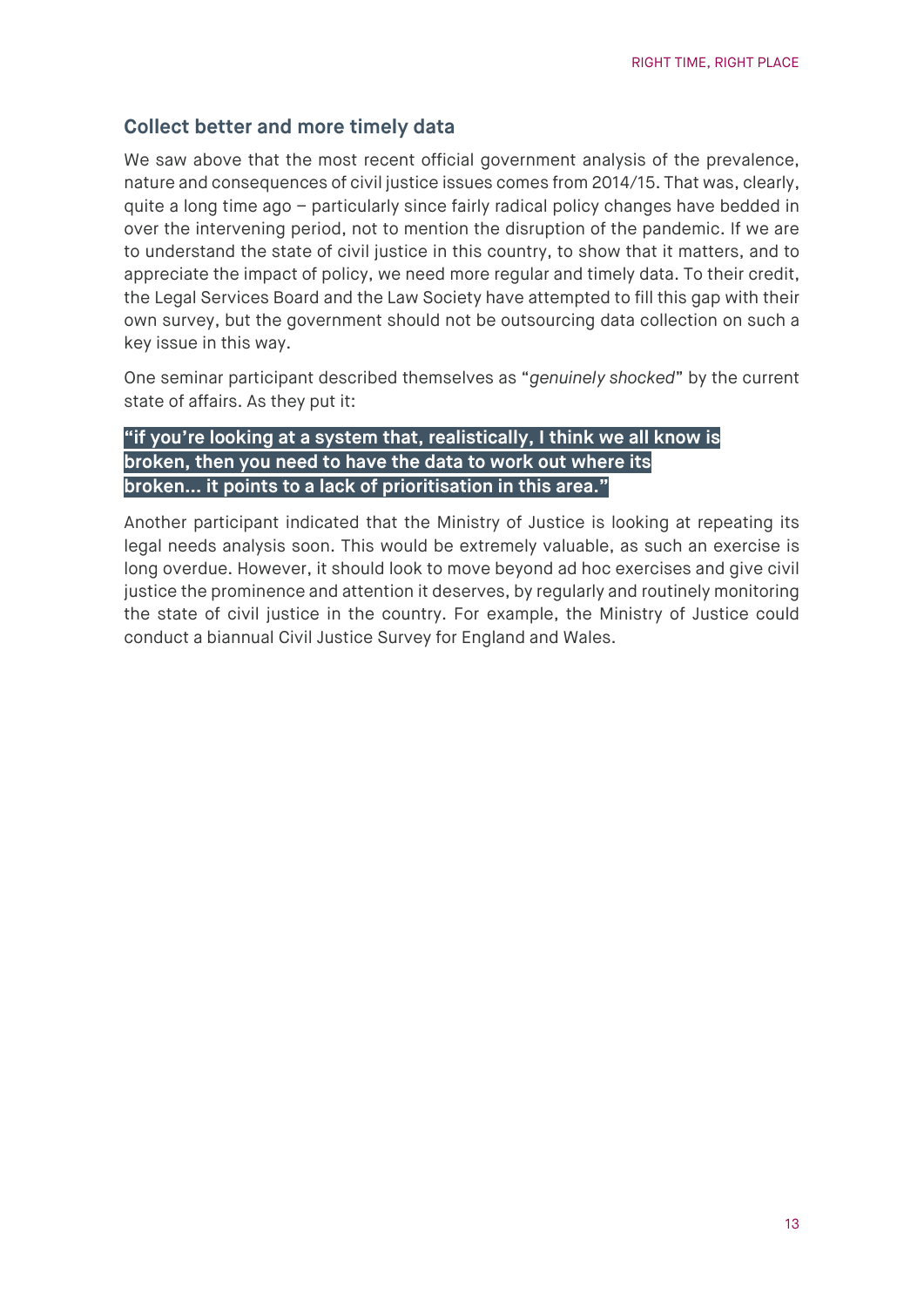## Collect better and more timely data

We saw above that the most recent official government analysis of the prevalence, nature and consequences of civil justice issues comes from 2014/15. That was, clearly, quite a long time ago – particularly since fairly radical policy changes have bedded in over the intervening period, not to mention the disruption of the pandemic. If we are to understand the state of civil justice in this country, to show that it matters, and to appreciate the impact of policy, we need more regular and timely data. To their credit, the Legal Services Board and the Law Society have attempted to fill this gap with their own survey, but the government should not be outsourcing data collection on such a key issue in this way.

One seminar participant described themselves as "*genuinely shocked*" by the current state of affairs. As they put it:

> **"if you're looking at a system that, realistically, I think we all know is broken, then you need to have the data to work out where its broken... it points to a lack of prioritisation in this area."**

Another participant indicated that the Ministry of Justice is looking at repeating its legal needs analysis soon. This would be extremely valuable, as such an exercise is long overdue. However, it should look to move beyond ad hoc exercises and give civil justice the prominence and attention it deserves, by regularly and routinely monitoring the state of civil justice in the country. For example, the Ministry of Justice could conduct a biannual Civil Justice Survey for England and Wales.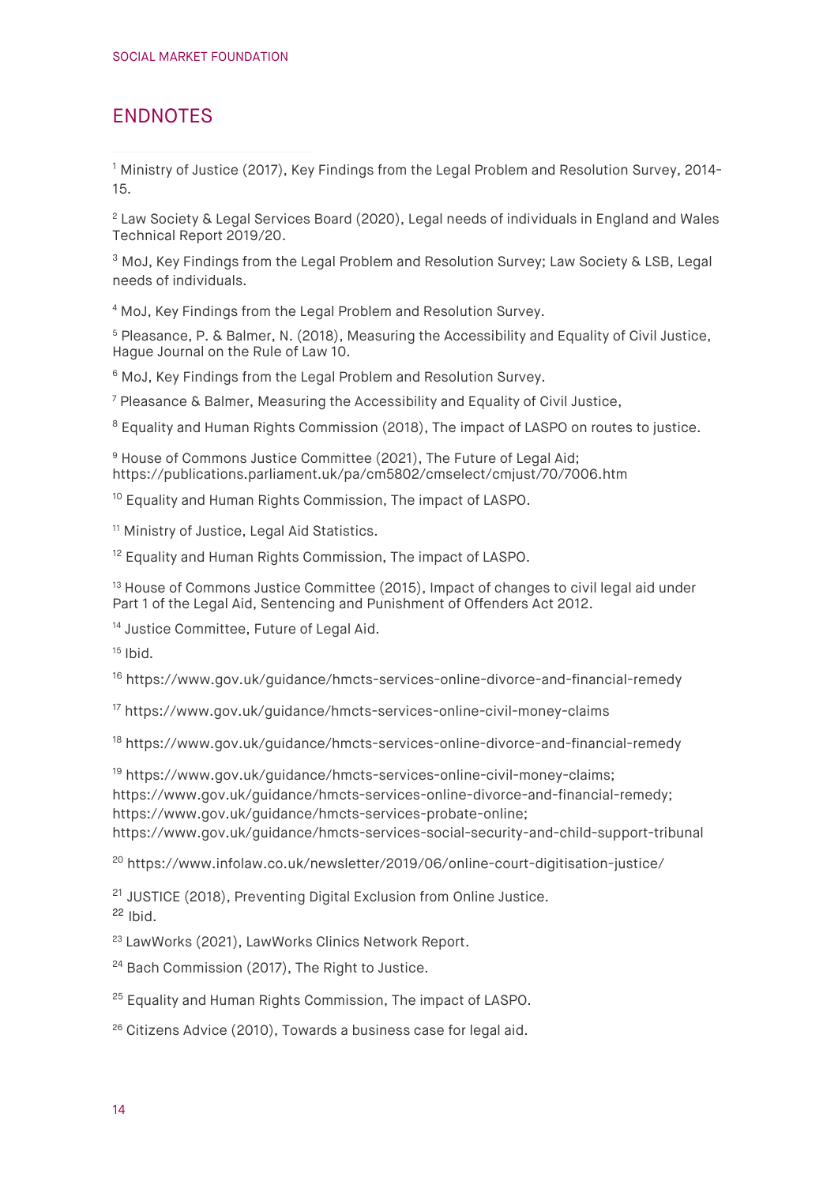## ENDNOTES

[1] Ministry of Justice (2017), Key Findings from the Legal Problem and Resolution Survey, 2014-15.

[2] Law Society & Legal Services Board (2020), Legal needs of individuals in England and Wales Technical Report 2019/20.

[3] MoJ, Key Findings from the Legal Problem and Resolution Survey; Law Society & LSB, Legal needs of individuals.

[4] MoJ, Key Findings from the Legal Problem and Resolution Survey.

[5] Pleasance, P. & Balmer, N. (2018), Measuring the Accessibility and Equality of Civil Justice, Hague Journal on the Rule of Law 10.

[6] MoJ, Key Findings from the Legal Problem and Resolution Survey.

[7] Pleasance & Balmer, Measuring the Accessibility and Equality of Civil Justice,

[8] Equality and Human Rights Commission (2018), The impact of LASPO on routes to justice.

[9] House of Commons Justice Committee (2021), The Future of Legal Aid; https://publications.parliament.uk/pa/cm5802/cmselect/cmjust/70/7006.htm

[10] Equality and Human Rights Commission, The impact of LASPO.

[11] Ministry of Justice, Legal Aid Statistics.

[12] Equality and Human Rights Commission, The impact of LASPO.

[13] House of Commons Justice Committee (2015), Impact of changes to civil legal aid under Part 1 of the Legal Aid, Sentencing and Punishment of Offenders Act 2012.

[14] Justice Committee, Future of Legal Aid.

[15] Ibid.

[16] https://www.gov.uk/guidance/hmcts-services-online-divorce-and-financial-remedy

[17] https://www.gov.uk/guidance/hmcts-services-online-civil-money-claims

[18] https://www.gov.uk/guidance/hmcts-services-online-divorce-and-financial-remedy

[19] https://www.gov.uk/guidance/hmcts-services-online-civil-money-claims; https://www.gov.uk/guidance/hmcts-services-online-divorce-and-financial-remedy; https://www.gov.uk/guidance/hmcts-services-probate-online; https://www.gov.uk/guidance/hmcts-services-social-security-and-child-support-tribunal

[20] https://www.infolaw.co.uk/newsletter/2019/06/online-court-digitisation-justice/

[21] JUSTICE (2018), Preventing Digital Exclusion from Online Justice.

[22] Ibid.

[23] LawWorks (2021), LawWorks Clinics Network Report.

[24] Bach Commission (2017), The Right to Justice.

[25] Equality and Human Rights Commission, The impact of LASPO.

[26] Citizens Advice (2010), Towards a business case for legal aid.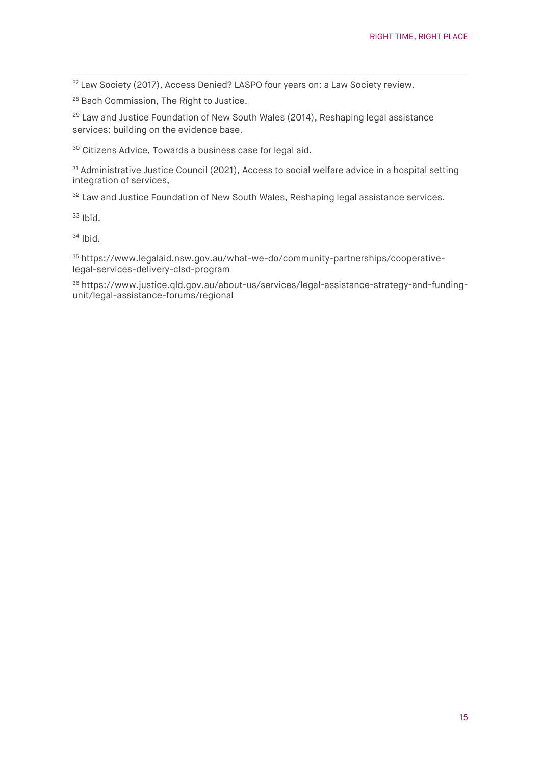[27] Law Society (2017), Access Denied? LASPO four years on: a Law Society review.

[28] Bach Commission, The Right to Justice.

[29] Law and Justice Foundation of New South Wales (2014), Reshaping legal assistance services: building on the evidence base.

[30] Citizens Advice, Towards a business case for legal aid.

[31] Administrative Justice Council (2021), Access to social welfare advice in a hospital setting integration of services,

[32] Law and Justice Foundation of New South Wales, Reshaping legal assistance services.

[33] Ibid.

[34] Ibid.

[35] https://www.legalaid.nsw.gov.au/what-we-do/community-partnerships/cooperative-legal-services-delivery-clsd-program

[36] https://www.justice.qld.gov.au/about-us/services/legal-assistance-strategy-and-funding-unit/legal-assistance-forums/regional